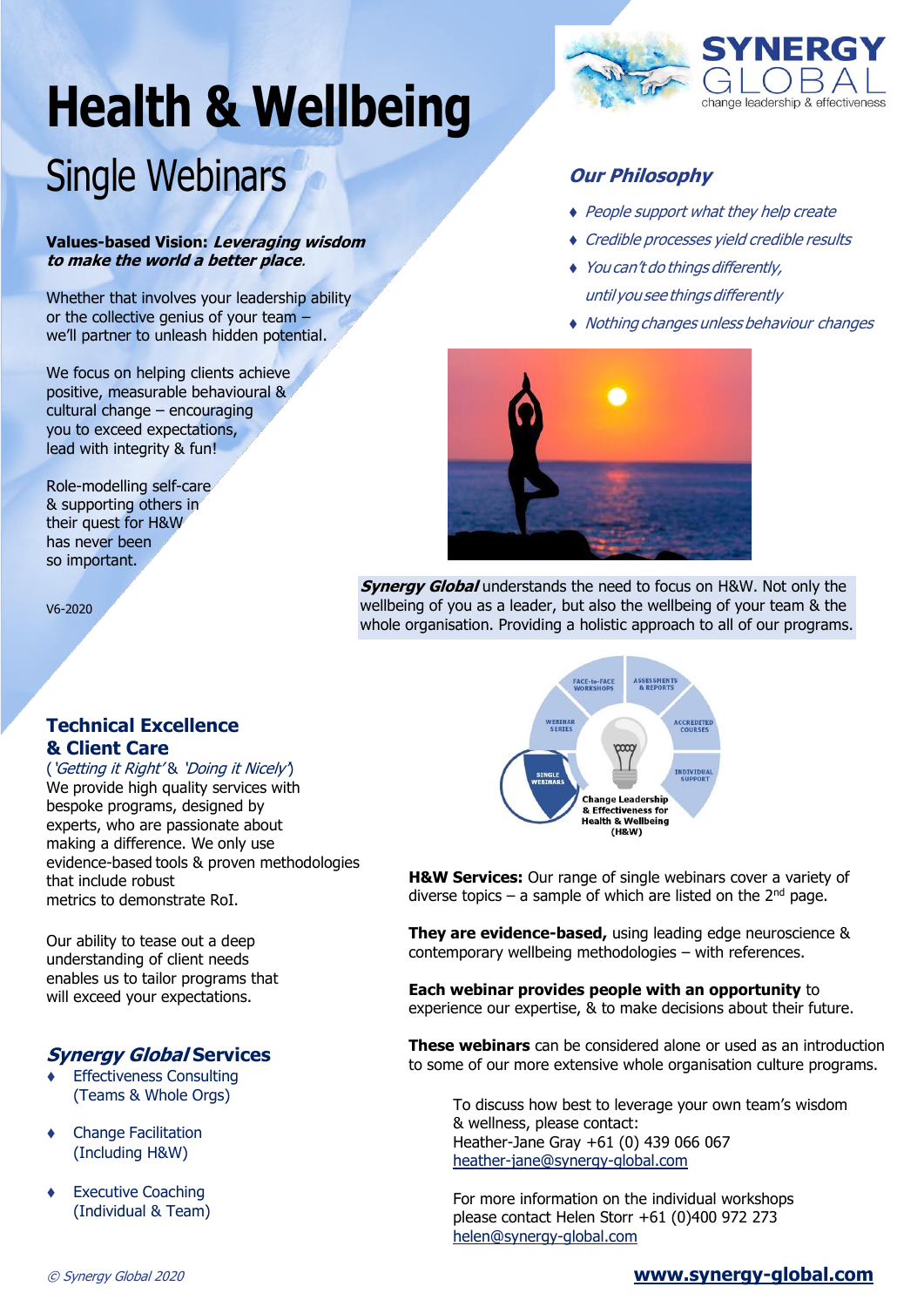# Health & Wellbeing

## Single Webinars

**Values-based Vision:** ***Leveraging wisdom to make the world a better place***.

Whether that involves your leadership ability or the collective genius of your team – we'll partner to unleash hidden potential.

We focus on helping clients achieve positive, measurable behavioural & cultural change – encouraging you to exceed expectations, lead with integrity & fun!

Role-modelling self-care & supporting others in their quest for H&W has never been so important.

V6-2020

SYNERGY GLOBAL
change leadership & effectiveness

### *Our Philosophy*

- *People support what they help create*
- *Credible processes yield credible results*
- *You can't do things differently, until you see things differently*
- *Nothing changes unless behaviour changes*

***Synergy Global*** understands the need to focus on H&W. Not only the wellbeing of you as a leader, but also the wellbeing of your team & the whole organisation. Providing a holistic approach to all of our programs.

### Technical Excellence & Client Care

(*'Getting it Right'* & *'Doing it Nicely'*)
We provide high quality services with bespoke programs, designed by experts, who are passionate about making a difference. We only use evidence-based tools & proven methodologies that include robust metrics to demonstrate RoI.

Our ability to tease out a deep understanding of client needs enables us to tailor programs that will exceed your expectations.

FACE-to-FACE WORKSHOPS · ASSESSMENTS & REPORTS · ACCREDITED COURSES · INDIVIDUAL SUPPORT · SINGLE WEBINARS · WEBINAR SERIES

Change Leadership & Effectiveness for Health & Wellbeing (H&W)

**H&W Services:** Our range of single webinars cover a variety of diverse topics – a sample of which are listed on the 2nd page.

**They are evidence-based,** using leading edge neuroscience & contemporary wellbeing methodologies – with references.

**Each webinar provides people with an opportunity** to experience our expertise, & to make decisions about their future.

**These webinars** can be considered alone or used as an introduction to some of our more extensive whole organisation culture programs.

### *Synergy Global* Services

- Effectiveness Consulting (Teams & Whole Orgs)
- Change Facilitation (Including H&W)
- Executive Coaching (Individual & Team)

To discuss how best to leverage your own team's wisdom & wellness, please contact:
Heather-Jane Gray +61 (0) 439 066 067
heather-jane@synergy-global.com

For more information on the individual workshops please contact Helen Storr +61 (0)400 972 273
helen@synergy-global.com

*© Synergy Global 2020*

**www.synergy-global.com**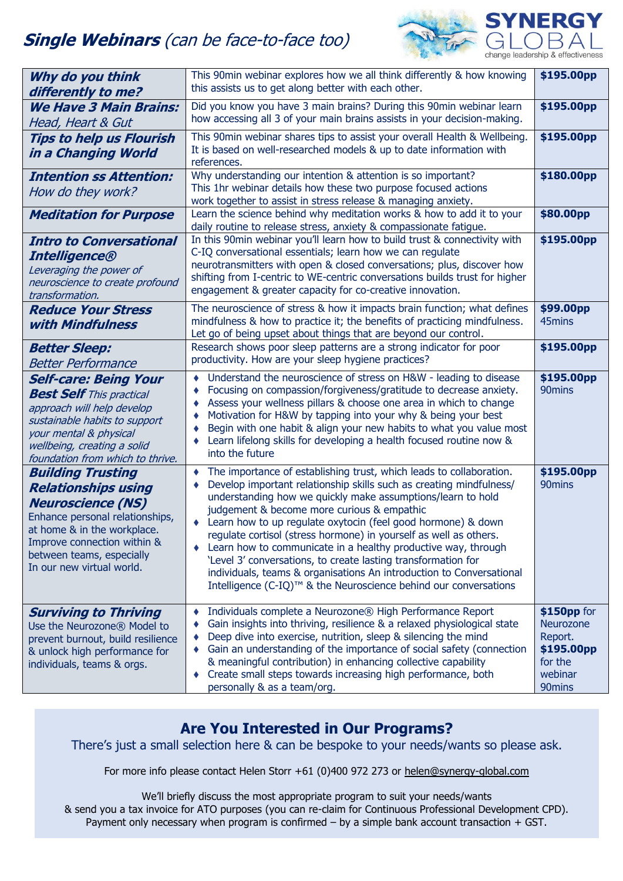# ***Single Webinars*** *(can be face-to-face too)*

SYNERGY GLOBAL
change leadership & effectiveness

| | | |
|---|---|---|
| ***Why do you think differently to me?*** | This 90min webinar explores how we all think differently & how knowing this assists us to get along better with each other. | **$195.00pp** |
| ***We Have 3 Main Brains:*** *Head, Heart & Gut* | Did you know you have 3 main brains? During this 90min webinar learn how accessing all 3 of your main brains assists in your decision-making. | **$195.00pp** |
| ***Tips to help us Flourish in a Changing World*** | This 90min webinar shares tips to assist your overall Health & Wellbeing. It is based on well-researched models & up to date information with references. | **$195.00pp** |
| ***Intention ss Attention:*** *How do they work?* | Why understanding our intention & attention is so important? This 1hr webinar details how these two purpose focused actions work together to assist in stress release & managing anxiety. | **$180.00pp** |
| ***Meditation for Purpose*** | Learn the science behind why meditation works & how to add it to your daily routine to release stress, anxiety & compassionate fatigue. | **$80.00pp** |
| ***Intro to Conversational Intelligence®*** *Leveraging the power of neuroscience to create profound transformation.* | In this 90min webinar you'll learn how to build trust & connectivity with C-IQ conversational essentials; learn how we can regulate neurotransmitters with open & closed conversations; plus, discover how shifting from I-centric to WE-centric conversations builds trust for higher engagement & greater capacity for co-creative innovation. | **$195.00pp** |
| ***Reduce Your Stress with Mindfulness*** | The neuroscience of stress & how it impacts brain function; what defines mindfulness & how to practice it; the benefits of practicing mindfulness. Let go of being upset about things that are beyond our control. | **$99.00pp** 45mins |
| ***Better Sleep:*** *Better Performance* | Research shows poor sleep patterns are a strong indicator for poor productivity. How are your sleep hygiene practices? | **$195.00pp** |
| ***Self-care: Being Your Best Self*** *This practical approach will help develop sustainable habits to support your mental & physical wellbeing, creating a solid foundation from which to thrive.* | ♦ Understand the neuroscience of stress on H&W - leading to disease<br>♦ Focusing on compassion/forgiveness/gratitude to decrease anxiety.<br>♦ Assess your wellness pillars & choose one area in which to change<br>♦ Motivation for H&W by tapping into your why & being your best<br>♦ Begin with one habit & align your new habits to what you value most<br>♦ Learn lifelong skills for developing a health focused routine now & into the future | **$195.00pp** 90mins |
| ***Building Trusting Relationships using Neuroscience (NS)*** Enhance personal relationships, at home & in the workplace. Improve connection within & between teams, especially In our new virtual world. | ♦ The importance of establishing trust, which leads to collaboration.<br>♦ Develop important relationship skills such as creating mindfulness/ understanding how we quickly make assumptions/learn to hold judgement & become more curious & empathic<br>♦ Learn how to up regulate oxytocin (feel good hormone) & down regulate cortisol (stress hormone) in yourself as well as others.<br>♦ Learn how to communicate in a healthy productive way, through 'Level 3' conversations, to create lasting transformation for individuals, teams & organisations An introduction to Conversational Intelligence (C-IQ)™ & the Neuroscience behind our conversations | **$195.00pp** 90mins |
| ***Surviving to Thriving*** Use the Neurozone® Model to prevent burnout, build resilience & unlock high performance for individuals, teams & orgs. | ♦ Individuals complete a Neurozone® High Performance Report<br>♦ Gain insights into thriving, resilience & a relaxed physiological state<br>♦ Deep dive into exercise, nutrition, sleep & silencing the mind<br>♦ Gain an understanding of the importance of social safety (connection & meaningful contribution) in enhancing collective capability<br>♦ Create small steps towards increasing high performance, both personally & as a team/org. | **$150pp** for Neurozone Report. **$195.00pp** for the webinar 90mins |

## Are You Interested in Our Programs?

There's just a small selection here & can be bespoke to your needs/wants so please ask.

For more info please contact Helen Storr +61 (0)400 972 273 or helen@synergy-global.com

We'll briefly discuss the most appropriate program to suit your needs/wants & send you a tax invoice for ATO purposes (you can re-claim for Continuous Professional Development CPD). Payment only necessary when program is confirmed – by a simple bank account transaction + GST.